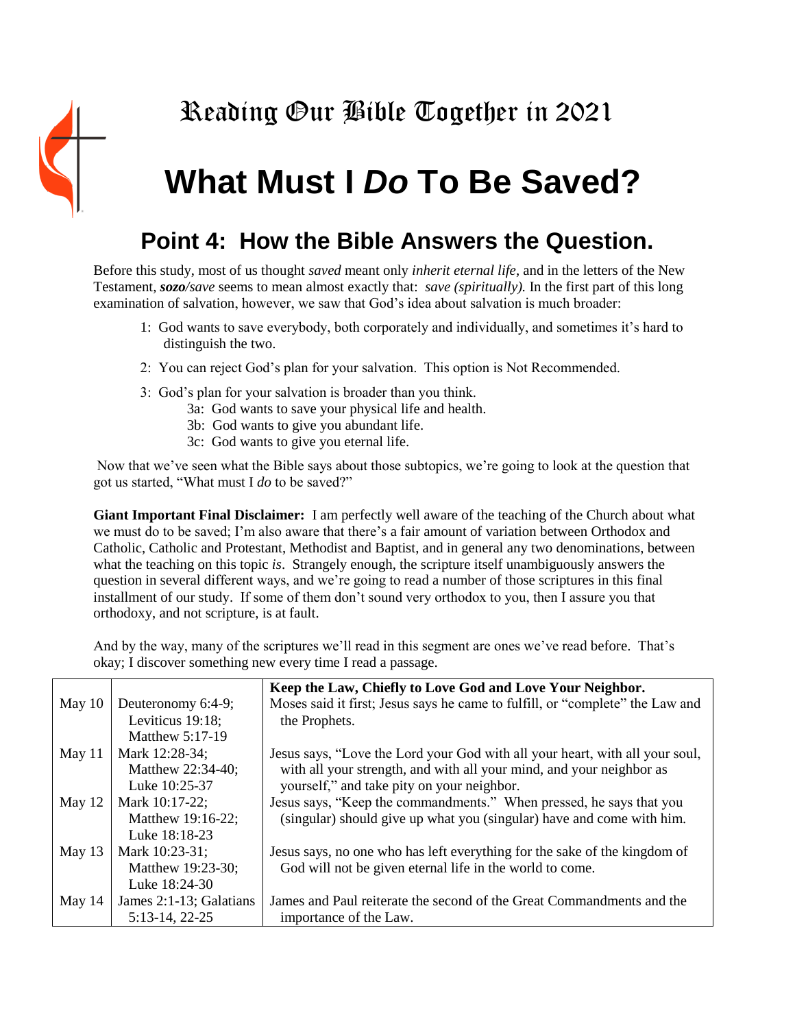# Reading Our Bible Together in 2021

# What Must I *Do* To Be Saved?

## Point 4: How the Bible Answers the Question.

Before this study, most of us thought *saved* meant only *inherit eternal life*, and in the letters of the New Testament, ***sozo*/*save*** seems to mean almost exactly that: *save (spiritually).* In the first part of this long examination of salvation, however, we saw that God's idea about salvation is much broader:

1: God wants to save everybody, both corporately and individually, and sometimes it's hard to distinguish the two.

2: You can reject God's plan for your salvation. This option is Not Recommended.

3: God's plan for your salvation is broader than you think.
   - 3a: God wants to save your physical life and health.
   - 3b: God wants to give you abundant life.
   - 3c: God wants to give you eternal life.

Now that we've seen what the Bible says about those subtopics, we're going to look at the question that got us started, "What must I *do* to be saved?"

**Giant Important Final Disclaimer:** I am perfectly well aware of the teaching of the Church about what we must do to be saved; I'm also aware that there's a fair amount of variation between Orthodox and Catholic, Catholic and Protestant, Methodist and Baptist, and in general any two denominations, between what the teaching on this topic *is*. Strangely enough, the scripture itself unambiguously answers the question in several different ways, and we're going to read a number of those scriptures in this final installment of our study. If some of them don't sound very orthodox to you, then I assure you that orthodoxy, and not scripture, is at fault.

And by the way, many of the scriptures we'll read in this segment are ones we've read before. That's okay; I discover something new every time I read a passage.

| | | **Keep the Law, Chiefly to Love God and Love Your Neighbor.** |
|---|---|---|
| May 10 | Deuteronomy 6:4-9; Leviticus 19:18; Matthew 5:17-19 | Moses said it first; Jesus says he came to fulfill, or "complete" the Law and the Prophets. |
| May 11 | Mark 12:28-34; Matthew 22:34-40; Luke 10:25-37 | Jesus says, "Love the Lord your God with all your heart, with all your soul, with all your strength, and with all your mind, and your neighbor as yourself," and take pity on your neighbor. |
| May 12 | Mark 10:17-22; Matthew 19:16-22; Luke 18:18-23 | Jesus says, "Keep the commandments." When pressed, he says that you (singular) should give up what you (singular) have and come with him. |
| May 13 | Mark 10:23-31; Matthew 19:23-30; Luke 18:24-30 | Jesus says, no one who has left everything for the sake of the kingdom of God will not be given eternal life in the world to come. |
| May 14 | James 2:1-13; Galatians 5:13-14, 22-25 | James and Paul reiterate the second of the Great Commandments and the importance of the Law. |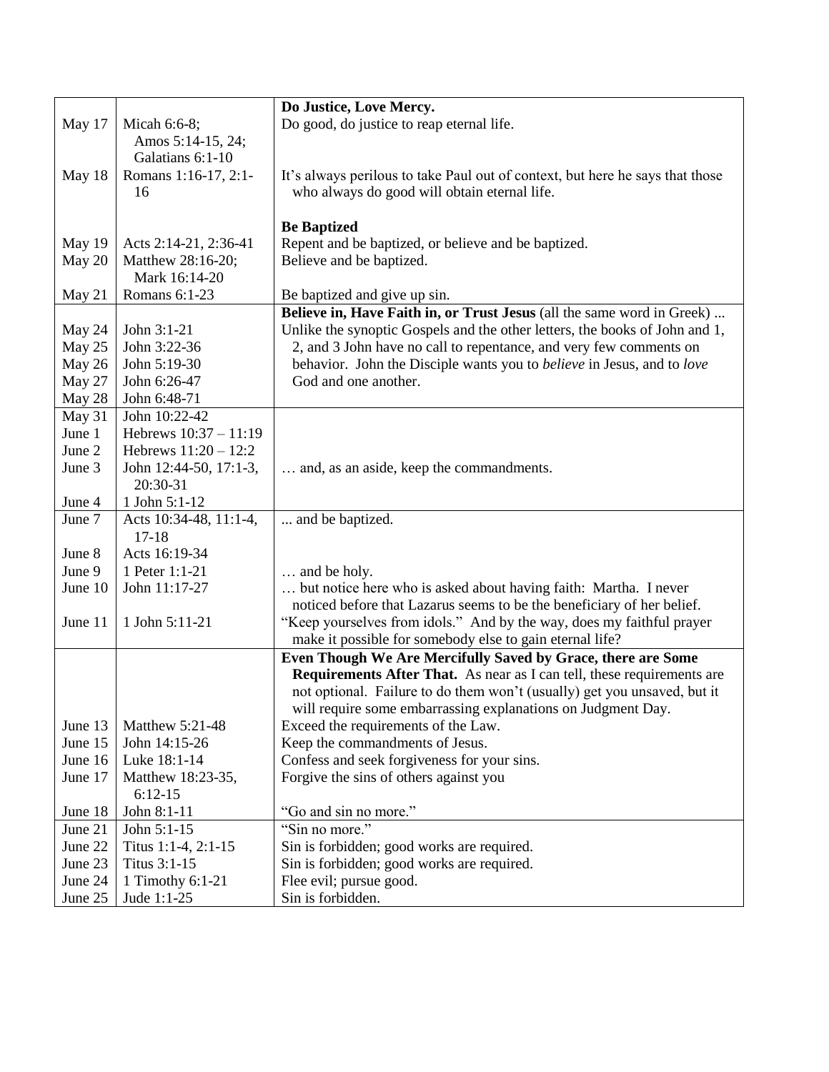| | | |
|---|---|---|
| | | **Do Justice, Love Mercy.** |
| May 17 | Micah 6:6-8; Amos 5:14-15, 24; Galatians 6:1-10 | Do good, do justice to reap eternal life. |
| May 18 | Romans 1:16-17, 2:1-16 | It's always perilous to take Paul out of context, but here he says that those who always do good will obtain eternal life. |
| | | **Be Baptized** |
| May 19 | Acts 2:14-21, 2:36-41 | Repent and be baptized, or believe and be baptized. |
| May 20 | Matthew 28:16-20; Mark 16:14-20 | Believe and be baptized. |
| May 21 | Romans 6:1-23 | Be baptized and give up sin. |
| | | **Believe in, Have Faith in, or Trust Jesus** (all the same word in Greek) ... |
| May 24 | John 3:1-21 | Unlike the synoptic Gospels and the other letters, the books of John and 1, 2, and 3 John have no call to repentance, and very few comments on behavior. John the Disciple wants you to *believe* in Jesus, and to *love* God and one another. |
| May 25 | John 3:22-36 | |
| May 26 | John 5:19-30 | |
| May 27 | John 6:26-47 | |
| May 28 | John 6:48-71 | |
| May 31 | John 10:22-42 | |
| June 1 | Hebrews 10:37 – 11:19 | |
| June 2 | Hebrews 11:20 – 12:2 | |
| June 3 | John 12:44-50, 17:1-3, 20:30-31 | … and, as an aside, keep the commandments. |
| June 4 | 1 John 5:1-12 | |
| June 7 | Acts 10:34-48, 11:1-4, 17-18 | ... and be baptized. |
| June 8 | Acts 16:19-34 | |
| June 9 | 1 Peter 1:1-21 | … and be holy. |
| June 10 | John 11:17-27 | … but notice here who is asked about having faith: Martha. I never noticed before that Lazarus seems to be the beneficiary of her belief. |
| June 11 | 1 John 5:11-21 | "Keep yourselves from idols." And by the way, does my faithful prayer make it possible for somebody else to gain eternal life? |
| | | **Even Though We Are Mercifully Saved by Grace, there are Some Requirements After That.** As near as I can tell, these requirements are not optional. Failure to do them won't (usually) get you unsaved, but it will require some embarrassing explanations on Judgment Day. |
| June 13 | Matthew 5:21-48 | Exceed the requirements of the Law. |
| June 15 | John 14:15-26 | Keep the commandments of Jesus. |
| June 16 | Luke 18:1-14 | Confess and seek forgiveness for your sins. |
| June 17 | Matthew 18:23-35, 6:12-15 | Forgive the sins of others against you |
| June 18 | John 8:1-11 | "Go and sin no more." |
| June 21 | John 5:1-15 | "Sin no more." |
| June 22 | Titus 1:1-4, 2:1-15 | Sin is forbidden; good works are required. |
| June 23 | Titus 3:1-15 | Sin is forbidden; good works are required. |
| June 24 | 1 Timothy 6:1-21 | Flee evil; pursue good. |
| June 25 | Jude 1:1-25 | Sin is forbidden. |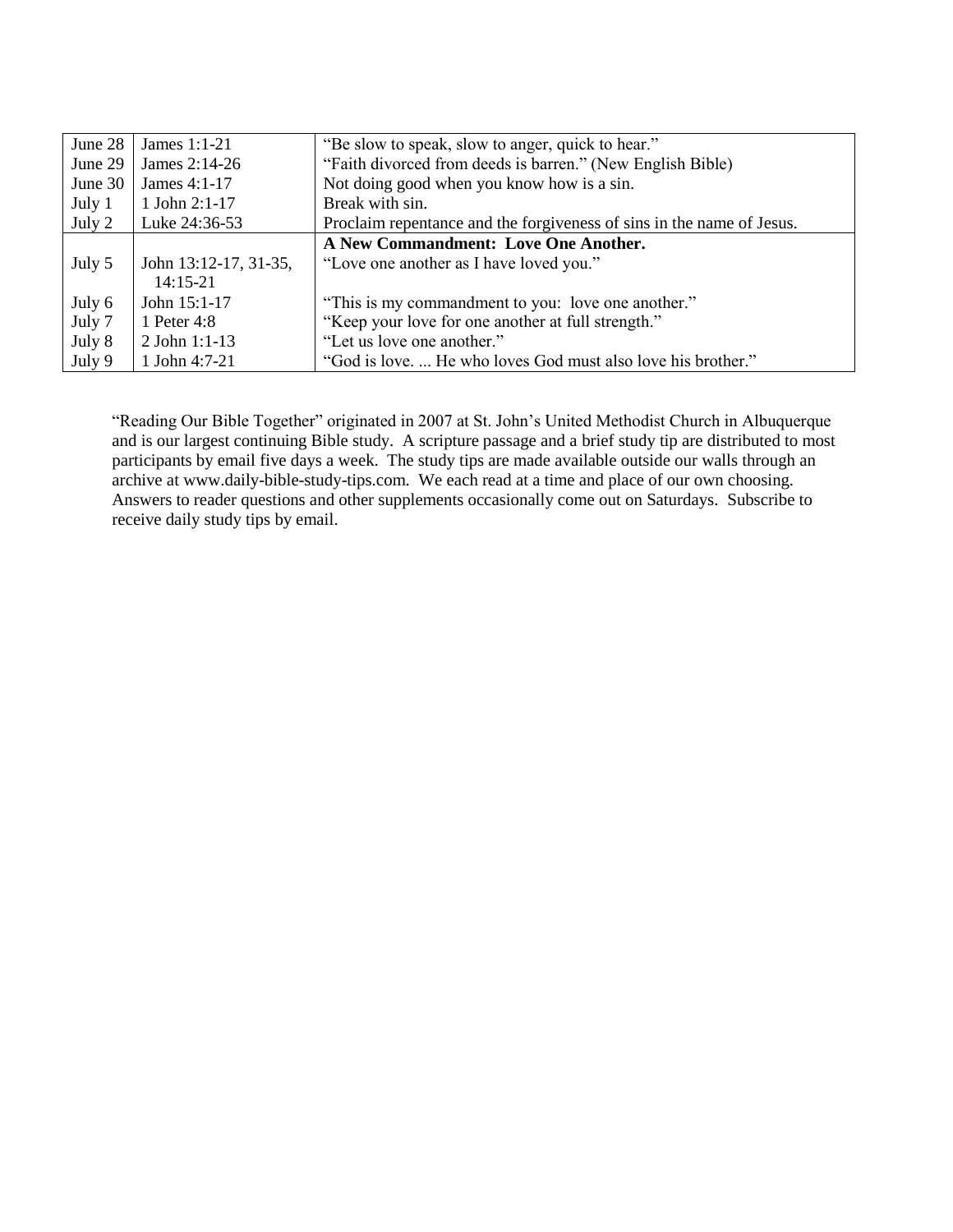| | | |
|---|---|---|
| June 28 | James 1:1-21 | "Be slow to speak, slow to anger, quick to hear." |
| June 29 | James 2:14-26 | "Faith divorced from deeds is barren." (New English Bible) |
| June 30 | James 4:1-17 | Not doing good when you know how is a sin. |
| July 1 | 1 John 2:1-17 | Break with sin. |
| July 2 | Luke 24:36-53 | Proclaim repentance and the forgiveness of sins in the name of Jesus. |
| | | **A New Commandment: Love One Another.** |
| July 5 | John 13:12-17, 31-35, 14:15-21 | "Love one another as I have loved you." |
| July 6 | John 15:1-17 | "This is my commandment to you: love one another." |
| July 7 | 1 Peter 4:8 | "Keep your love for one another at full strength." |
| July 8 | 2 John 1:1-13 | "Let us love one another." |
| July 9 | 1 John 4:7-21 | "God is love. ... He who loves God must also love his brother." |

"Reading Our Bible Together" originated in 2007 at St. John's United Methodist Church in Albuquerque and is our largest continuing Bible study. A scripture passage and a brief study tip are distributed to most participants by email five days a week. The study tips are made available outside our walls through an archive at www.daily-bible-study-tips.com. We each read at a time and place of our own choosing. Answers to reader questions and other supplements occasionally come out on Saturdays. Subscribe to receive daily study tips by email.